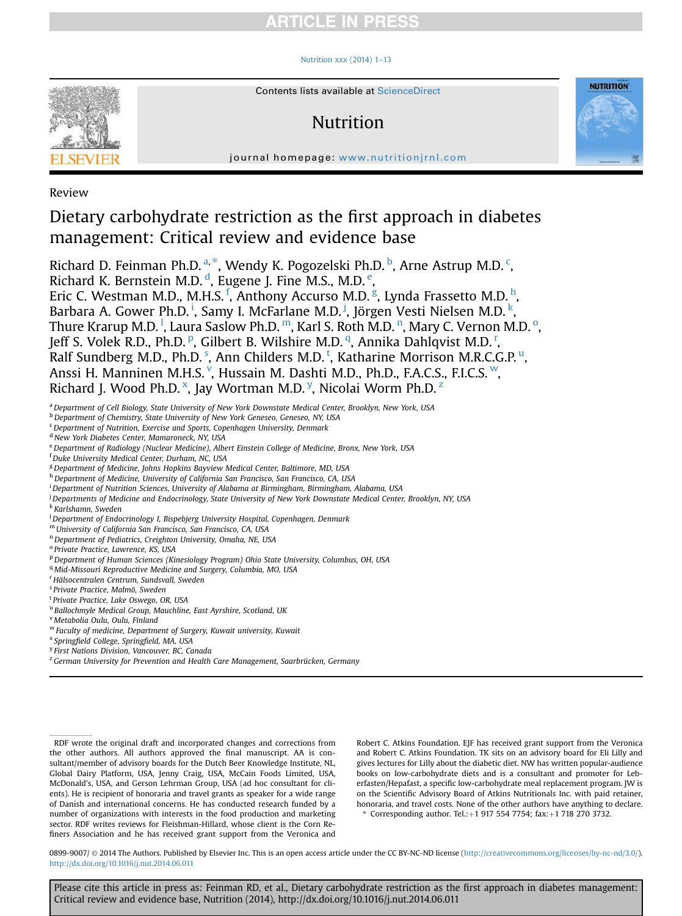Review

# Dietary carbohydrate restriction as the first approach in diabetes management: Critical review and evidence base

Richard D. Feinman Ph.D. [a,*], Wendy K. Pogozelski Ph.D. [b], Arne Astrup M.D. [c], Richard K. Bernstein M.D. [d], Eugene J. Fine M.S., M.D. [e], Eric C. Westman M.D., M.H.S. [f], Anthony Accurso M.D. [g], Lynda Frassetto M.D. [h], Barbara A. Gower Ph.D. [i], Samy I. McFarlane M.D. [j], Jörgen Vesti Nielsen M.D. [k], Thure Krarup M.D. [l], Laura Saslow Ph.D. [m], Karl S. Roth M.D. [n], Mary C. Vernon M.D. [o], Jeff S. Volek R.D., Ph.D. [p], Gilbert B. Wilshire M.D. [q], Annika Dahlqvist M.D. [r], Ralf Sundberg M.D., Ph.D. [s], Ann Childers M.D. [t], Katharine Morrison M.R.C.G.P. [u], Anssi H. Manninen M.H.S. [v], Hussain M. Dashti M.D., Ph.D., F.A.C.S., F.I.C.S. [w], Richard J. Wood Ph.D. [x], Jay Wortman M.D. [y], Nicolai Worm Ph.D. [z]

[a] Department of Cell Biology, State University of New York Downstate Medical Center, Brooklyn, New York, USA
[b] Department of Chemistry, State University of New York Geneseo, Geneseo, NY, USA
[c] Department of Nutrition, Exercise and Sports, Copenhagen University, Denmark
[d] New York Diabetes Center, Mamaroneck, NY, USA
[e] Department of Radiology (Nuclear Medicine), Albert Einstein College of Medicine, Bronx, New York, USA
[f] Duke University Medical Center, Durham, NC, USA
[g] Department of Medicine, Johns Hopkins Bayview Medical Center, Baltimore, MD, USA
[h] Department of Medicine, University of California San Francisco, San Francisco, CA, USA
[i] Department of Nutrition Sciences, University of Alabama at Birmingham, Birmingham, Alabama, USA
[j] Departments of Medicine and Endocrinology, State University of New York Downstate Medical Center, Brooklyn, NY, USA
[k] Karlshamn, Sweden
[l] Department of Endocrinology I, Bispebjerg University Hospital, Copenhagen, Denmark
[m] University of California San Francisco, San Francisco, CA, USA
[n] Department of Pediatrics, Creighton University, Omaha, NE, USA
[o] Private Practice, Lawrence, KS, USA
[p] Department of Human Sciences (Kinesiology Program) Ohio State University, Columbus, OH, USA
[q] Mid-Missouri Reproductive Medicine and Surgery, Columbia, MO, USA
[r] Hälsocentralen Centrum, Sundsvall, Sweden
[s] Private Practice, Malmö, Sweden
[t] Private Practice, Lake Oswego, OR, USA
[u] Ballochmyle Medical Group, Mauchline, East Ayrshire, Scotland, UK
[v] Metabolia Oulu, Oulu, Finland
[w] Faculty of medicine, Department of Surgery, Kuwait university, Kuwait
[x] Springfield College, Springfield, MA, USA
[y] First Nations Division, Vancouver, BC, Canada
[z] German University for Prevention and Health Care Management, Saarbrücken, Germany

RDF wrote the original draft and incorporated changes and corrections from the other authors. All authors approved the final manuscript. AA is consultant/member of advisory boards for the Dutch Beer Knowledge Institute, NL, Global Dairy Platform, USA, Jenny Craig, USA, McCain Foods Limited, USA, McDonald's, USA, and Gerson Lehrman Group, USA (ad hoc consultant for clients). He is recipient of honoraria and travel grants as speaker for a wide range of Danish and international concerns. He has conducted research funded by a number of organizations with interests in the food production and marketing sector. RDF writes reviews for Fleishman-Hillard, whose client is the Corn Refiners Association and he has received grant support from the Veronica and Robert C. Atkins Foundation. EJF has received grant support from the Veronica and Robert C. Atkins Foundation. TK sits on an advisory board for Eli Lilly and gives lectures for Lilly about the diabetic diet. NW has written popular-audience books on low-carbohydrate diets and is a consultant and promoter for Leberfasten/Hepafast, a specific low-carbohydrate meal replacement program. JW is on the Scientific Advisory Board of Atkins Nutritionals Inc. with paid retainer, honoraria, and travel costs. None of the other authors have anything to declare.

\* Corresponding author. Tel.:+1 917 554 7754; fax:+1 718 270 3732.

0899-9007/ © 2014 The Authors. Published by Elsevier Inc. This is an open access article under the CC BY-NC-ND license (http://creativecommons.org/licenses/by-nc-nd/3.0/).
http://dx.doi.org/10.1016/j.nut.2014.06.011

Please cite this article in press as: Feinman RD, et al., Dietary carbohydrate restriction as the first approach in diabetes management: Critical review and evidence base, Nutrition (2014), http://dx.doi.org/10.1016/j.nut.2014.06.011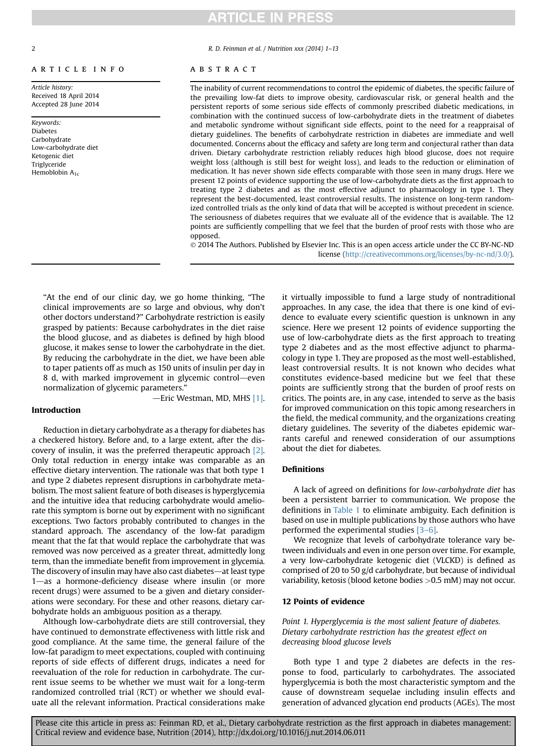## ARTICLE INFO

*Article history:*
Received 18 April 2014
Accepted 28 June 2014

*Keywords:*
Diabetes
Carbohydrate
Low-carbohydrate diet
Ketogenic diet
Triglyceride
Hemoblobin $A_{1c}$

## ABSTRACT

The inability of current recommendations to control the epidemic of diabetes, the specific failure of the prevailing low-fat diets to improve obesity, cardiovascular risk, or general health and the persistent reports of some serious side effects of commonly prescribed diabetic medications, in combination with the continued success of low-carbohydrate diets in the treatment of diabetes and metabolic syndrome without significant side effects, point to the need for a reappraisal of dietary guidelines. The benefits of carbohydrate restriction in diabetes are immediate and well documented. Concerns about the efficacy and safety are long term and conjectural rather than data driven. Dietary carbohydrate restriction reliably reduces high blood glucose, does not require weight loss (although is still best for weight loss), and leads to the reduction or elimination of medication. It has never shown side effects comparable with those seen in many drugs. Here we present 12 points of evidence supporting the use of low-carbohydrate diets as the first approach to treating type 2 diabetes and as the most effective adjunct to pharmacology in type 1. They represent the best-documented, least controversial results. The insistence on long-term randomized controlled trials as the only kind of data that will be accepted is without precedent in science. The seriousness of diabetes requires that we evaluate all of the evidence that is available. The 12 points are sufficiently compelling that we feel that the burden of proof rests with those who are opposed.

© 2014 The Authors. Published by Elsevier Inc. This is an open access article under the CC BY-NC-ND license (http://creativecommons.org/licenses/by-nc-nd/3.0/).

"At the end of our clinic day, we go home thinking, "The clinical improvements are so large and obvious, why don't other doctors understand?" Carbohydrate restriction is easily grasped by patients: Because carbohydrates in the diet raise the blood glucose, and as diabetes is defined by high blood glucose, it makes sense to lower the carbohydrate in the diet. By reducing the carbohydrate in the diet, we have been able to taper patients off as much as 150 units of insulin per day in 8 d, with marked improvement in glycemic control—even normalization of glycemic parameters."

—Eric Westman, MD, MHS [1].

## Introduction

Reduction in dietary carbohydrate as a therapy for diabetes has a checkered history. Before and, to a large extent, after the discovery of insulin, it was the preferred therapeutic approach [2]. Only total reduction in energy intake was comparable as an effective dietary intervention. The rationale was that both type 1 and type 2 diabetes represent disruptions in carbohydrate metabolism. The most salient feature of both diseases is hyperglycemia and the intuitive idea that reducing carbohydrate would ameliorate this symptom is borne out by experiment with no significant exceptions. Two factors probably contributed to changes in the standard approach. The ascendancy of the low-fat paradigm meant that the fat that would replace the carbohydrate that was removed was now perceived as a greater threat, admittedly long term, than the immediate benefit from improvement in glycemia. The discovery of insulin may have also cast diabetes—at least type 1—as a hormone-deficiency disease where insulin (or more recent drugs) were assumed to be a given and dietary considerations were secondary. For these and other reasons, dietary carbohydrate holds an ambiguous position as a therapy.

Although low-carbohydrate diets are still controversial, they have continued to demonstrate effectiveness with little risk and good compliance. At the same time, the general failure of the low-fat paradigm to meet expectations, coupled with continuing reports of side effects of different drugs, indicates a need for reevaluation of the role for reduction in carbohydrate. The current issue seems to be whether we must wait for a long-term randomized controlled trial (RCT) or whether we should evaluate all the relevant information. Practical considerations make it virtually impossible to fund a large study of nontraditional approaches. In any case, the idea that there is one kind of evidence to evaluate every scientific question is unknown in any science. Here we present 12 points of evidence supporting the use of low-carbohydrate diets as the first approach to treating type 2 diabetes and as the most effective adjunct to pharmacology in type 1. They are proposed as the most well-established, least controversial results. It is not known who decides what constitutes evidence-based medicine but we feel that these points are sufficiently strong that the burden of proof rests on critics. The points are, in any case, intended to serve as the basis for improved communication on this topic among researchers in the field, the medical community, and the organizations creating dietary guidelines. The severity of the diabetes epidemic warrants careful and renewed consideration of our assumptions about the diet for diabetes.

## Definitions

A lack of agreed on definitions for *low-carbohydrate diet* has been a persistent barrier to communication. We propose the definitions in Table 1 to eliminate ambiguity. Each definition is based on use in multiple publications by those authors who have performed the experimental studies [3–6].

We recognize that levels of carbohydrate tolerance vary between individuals and even in one person over time. For example, a very low-carbohydrate ketogenic diet (VLCKD) is defined as comprised of 20 to 50 g/d carbohydrate, but because of individual variability, ketosis (blood ketone bodies >0.5 mM) may not occur.

## 12 Points of evidence

*Point 1. Hyperglycemia is the most salient feature of diabetes. Dietary carbohydrate restriction has the greatest effect on decreasing blood glucose levels*

Both type 1 and type 2 diabetes are defects in the response to food, particularly to carbohydrates. The associated hyperglycemia is both the most characteristic symptom and the cause of downstream sequelae including insulin effects and generation of advanced glycation end products (AGEs). The most

Please cite this article in press as: Feinman RD, et al., Dietary carbohydrate restriction as the first approach in diabetes management: Critical review and evidence base, Nutrition (2014), http://dx.doi.org/10.1016/j.nut.2014.06.011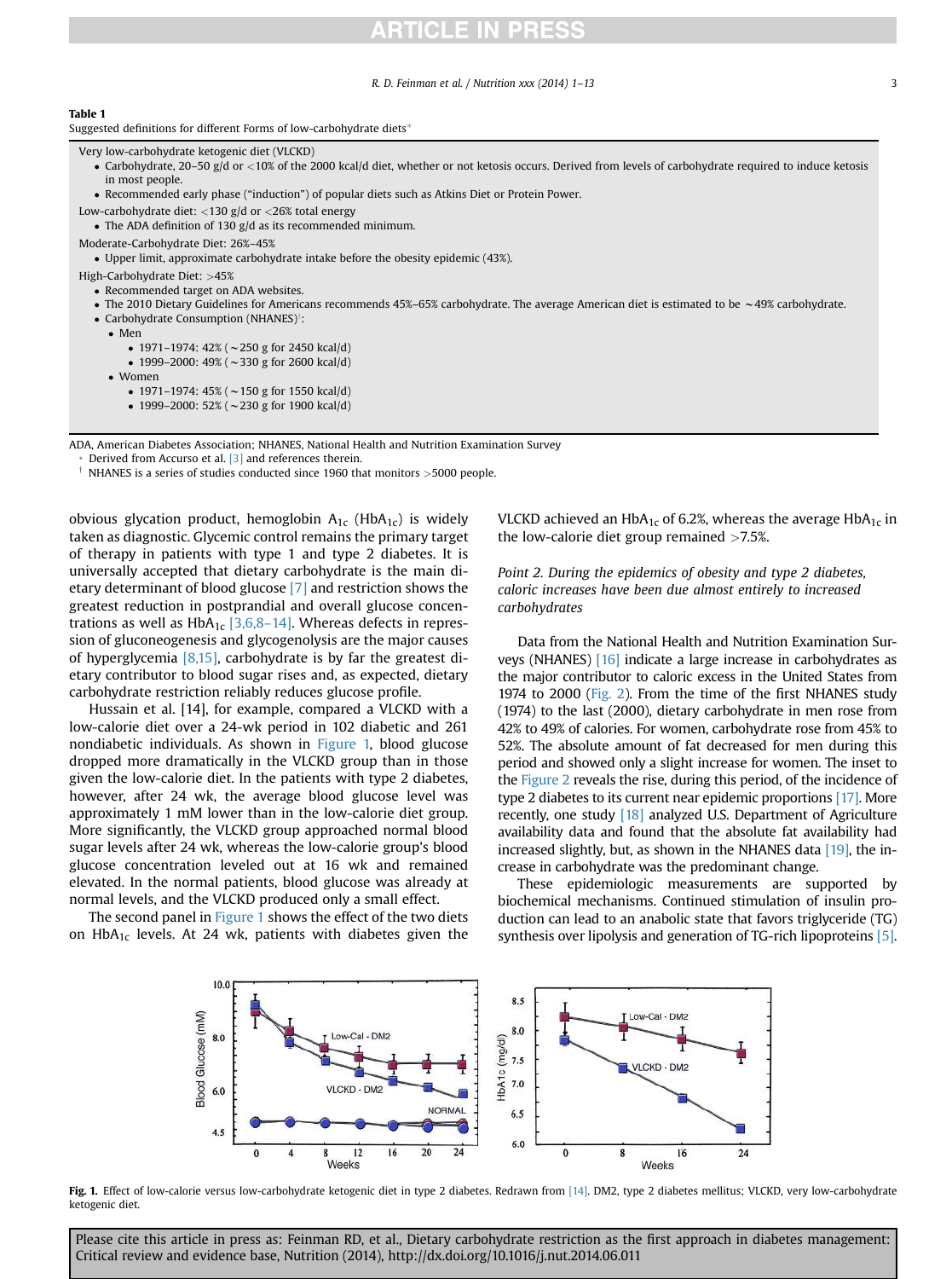**Table 1**
Suggested definitions for different Forms of low-carbohydrate diets*

Very low-carbohydrate ketogenic diet (VLCKD)

- Carbohydrate, 20–50 g/d or <10% of the 2000 kcal/d diet, whether or not ketosis occurs. Derived from levels of carbohydrate required to induce ketosis in most people.
- Recommended early phase ("induction") of popular diets such as Atkins Diet or Protein Power.

Low-carbohydrate diet: <130 g/d or <26% total energy

- The ADA definition of 130 g/d as its recommended minimum.

Moderate-Carbohydrate Diet: 26%–45%

- Upper limit, approximate carbohydrate intake before the obesity epidemic (43%).

High-Carbohydrate Diet: >45%

- Recommended target on ADA websites.
- The 2010 Dietary Guidelines for Americans recommends 45%–65% carbohydrate. The average American diet is estimated to be ~49% carbohydrate.
- Carbohydrate Consumption (NHANES)†:
  - Men
    - 1971–1974: 42% (~250 g for 2450 kcal/d)
    - 1999–2000: 49% (~330 g for 2600 kcal/d)
  - Women
    - 1971–1974: 45% (~150 g for 1550 kcal/d)
    - 1999–2000: 52% (~230 g for 1900 kcal/d)

ADA, American Diabetes Association; NHANES, National Health and Nutrition Examination Survey

\* Derived from Accurso et al. [3] and references therein.

† NHANES is a series of studies conducted since 1960 that monitors >5000 people.

obvious glycation product, hemoglobin $A_{1c}$ ($HbA_{1c}$) is widely taken as diagnostic. Glycemic control remains the primary target of therapy in patients with type 1 and type 2 diabetes. It is universally accepted that dietary carbohydrate is the main dietary determinant of blood glucose [7] and restriction shows the greatest reduction in postprandial and overall glucose concentrations as well as $HbA_{1c}$ [3,6,8–14]. Whereas defects in repression of gluconeogenesis and glycogenolysis are the major causes of hyperglycemia [8,15], carbohydrate is by far the greatest dietary contributor to blood sugar rises and, as expected, dietary carbohydrate restriction reliably reduces glucose profile.

Hussain et al. [14], for example, compared a VLCKD with a low-calorie diet over a 24-wk period in 102 diabetic and 261 nondiabetic individuals. As shown in Figure 1, blood glucose dropped more dramatically in the VLCKD group than in those given the low-calorie diet. In the patients with type 2 diabetes, however, after 24 wk, the average blood glucose level was approximately 1 mM lower than in the low-calorie diet group. More significantly, the VLCKD group approached normal blood sugar levels after 24 wk, whereas the low-calorie group's blood glucose concentration leveled out at 16 wk and remained elevated. In the normal patients, blood glucose was already at normal levels, and the VLCKD produced only a small effect.

The second panel in Figure 1 shows the effect of the two diets on $HbA_{1c}$ levels. At 24 wk, patients with diabetes given the VLCKD achieved an $HbA_{1c}$ of 6.2%, whereas the average $HbA_{1c}$ in the low-calorie diet group remained >7.5%.

*Point 2. During the epidemics of obesity and type 2 diabetes, caloric increases have been due almost entirely to increased carbohydrates*

Data from the National Health and Nutrition Examination Surveys (NHANES) [16] indicate a large increase in carbohydrates as the major contributor to caloric excess in the United States from 1974 to 2000 (Fig. 2). From the time of the first NHANES study (1974) to the last (2000), dietary carbohydrate in men rose from 42% to 49% of calories. For women, carbohydrate rose from 45% to 52%. The absolute amount of fat decreased for men during this period and showed only a slight increase for women. The inset to the Figure 2 reveals the rise, during this period, of the incidence of type 2 diabetes to its current near epidemic proportions [17]. More recently, one study [18] analyzed U.S. Department of Agriculture availability data and found that the absolute fat availability had increased slightly, but, as shown in the NHANES data [19], the increase in carbohydrate was the predominant change.

These epidemiologic measurements are supported by biochemical mechanisms. Continued stimulation of insulin production can lead to an anabolic state that favors triglyceride (TG) synthesis over lipolysis and generation of TG-rich lipoproteins [5].

**Fig. 1.** Effect of low-calorie versus low-carbohydrate ketogenic diet in type 2 diabetes. Redrawn from [14]. DM2, type 2 diabetes mellitus; VLCKD, very low-carbohydrate ketogenic diet.

Please cite this article in press as: Feinman RD, et al., Dietary carbohydrate restriction as the first approach in diabetes management: Critical review and evidence base, Nutrition (2014), http://dx.doi.org/10.1016/j.nut.2014.06.011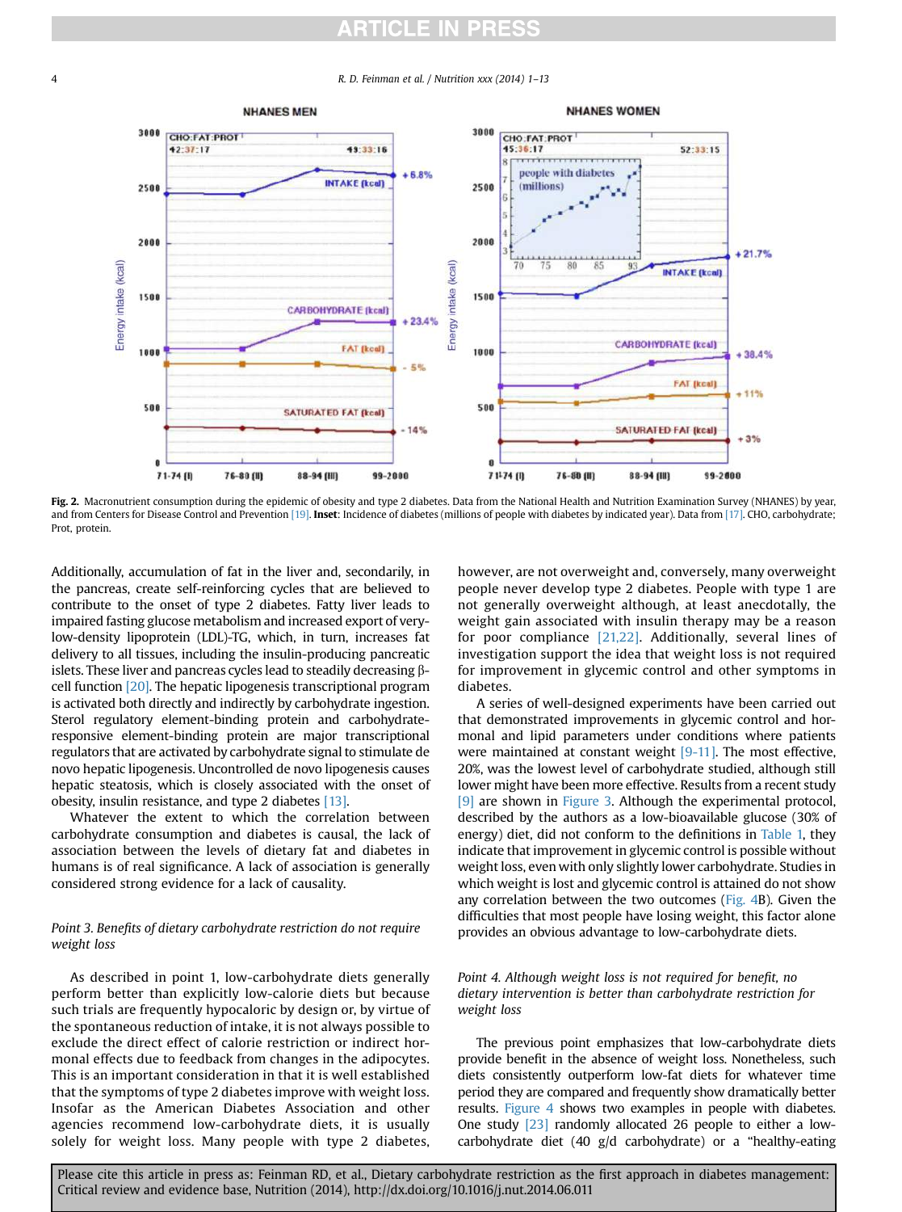Fig. 2. Macronutrient consumption during the epidemic of obesity and type 2 diabetes. Data from the National Health and Nutrition Examination Survey (NHANES) by year, and from Centers for Disease Control and Prevention [19]. **Inset**: Incidence of diabetes (millions of people with diabetes by indicated year). Data from [17]. CHO, carbohydrate; Prot, protein.

Additionally, accumulation of fat in the liver and, secondarily, in the pancreas, create self-reinforcing cycles that are believed to contribute to the onset of type 2 diabetes. Fatty liver leads to impaired fasting glucose metabolism and increased export of very-low-density lipoprotein (LDL)-TG, which, in turn, increases fat delivery to all tissues, including the insulin-producing pancreatic islets. These liver and pancreas cycles lead to steadily decreasing β-cell function [20]. The hepatic lipogenesis transcriptional program is activated both directly and indirectly by carbohydrate ingestion. Sterol regulatory element-binding protein and carbohydrate-responsive element-binding protein are major transcriptional regulators that are activated by carbohydrate signal to stimulate de novo hepatic lipogenesis. Uncontrolled de novo lipogenesis causes hepatic steatosis, which is closely associated with the onset of obesity, insulin resistance, and type 2 diabetes [13].

Whatever the extent to which the correlation between carbohydrate consumption and diabetes is causal, the lack of association between the levels of dietary fat and diabetes in humans is of real significance. A lack of association is generally considered strong evidence for a lack of causality.

*Point 3. Benefits of dietary carbohydrate restriction do not require weight loss*

As described in point 1, low-carbohydrate diets generally perform better than explicitly low-calorie diets but because such trials are frequently hypocaloric by design or, by virtue of the spontaneous reduction of intake, it is not always possible to exclude the direct effect of calorie restriction or indirect hormonal effects due to feedback from changes in the adipocytes. This is an important consideration in that it is well established that the symptoms of type 2 diabetes improve with weight loss. Insofar as the American Diabetes Association and other agencies recommend low-carbohydrate diets, it is usually solely for weight loss. Many people with type 2 diabetes, however, are not overweight and, conversely, many overweight people never develop type 2 diabetes. People with type 1 are not generally overweight although, at least anecdotally, the weight gain associated with insulin therapy may be a reason for poor compliance [21,22]. Additionally, several lines of investigation support the idea that weight loss is not required for improvement in glycemic control and other symptoms in diabetes.

A series of well-designed experiments have been carried out that demonstrated improvements in glycemic control and hormonal and lipid parameters under conditions where patients were maintained at constant weight [9–11]. The most effective, 20%, was the lowest level of carbohydrate studied, although still lower might have been more effective. Results from a recent study [9] are shown in Figure 3. Although the experimental protocol, described by the authors as a low-bioavailable glucose (30% of energy) diet, did not conform to the definitions in Table 1, they indicate that improvement in glycemic control is possible without weight loss, even with only slightly lower carbohydrate. Studies in which weight is lost and glycemic control is attained do not show any correlation between the two outcomes (Fig. 4B). Given the difficulties that most people have losing weight, this factor alone provides an obvious advantage to low-carbohydrate diets.

*Point 4. Although weight loss is not required for benefit, no dietary intervention is better than carbohydrate restriction for weight loss*

The previous point emphasizes that low-carbohydrate diets provide benefit in the absence of weight loss. Nonetheless, such diets consistently outperform low-fat diets for whatever time period they are compared and frequently show dramatically better results. Figure 4 shows two examples in people with diabetes. One study [23] randomly allocated 26 people to either a low-carbohydrate diet (40 g/d carbohydrate) or a "healthy-eating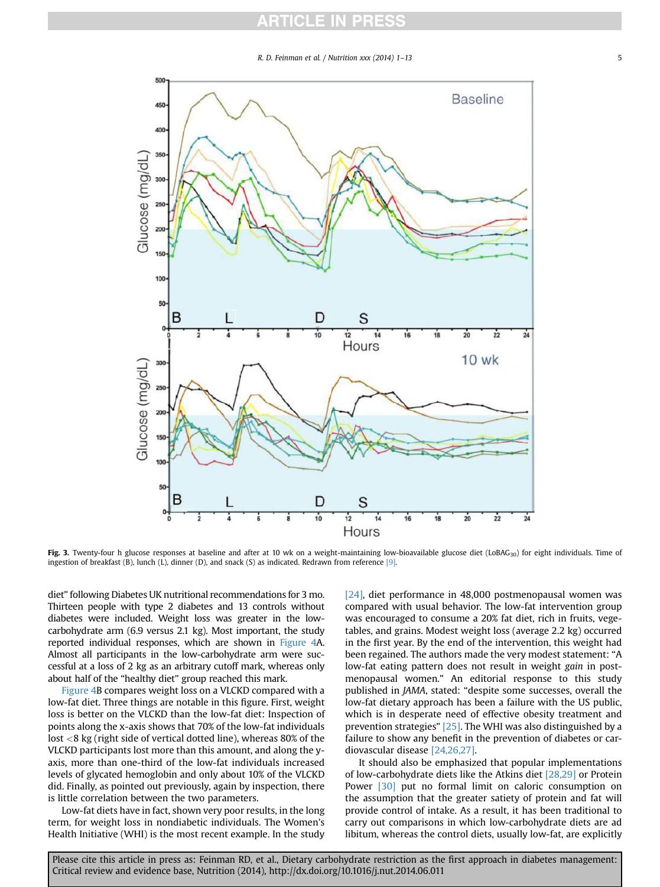**Fig. 3.** Twenty-four h glucose responses at baseline and after at 10 wk on a weight-maintaining low-bioavailable glucose diet ($LoBAG_{30}$) for eight individuals. Time of ingestion of breakfast (B), lunch (L), dinner (D), and snack (S) as indicated. Redrawn from reference [9].

diet" following Diabetes UK nutritional recommendations for 3 mo. Thirteen people with type 2 diabetes and 13 controls without diabetes were included. Weight loss was greater in the low-carbohydrate arm (6.9 versus 2.1 kg). Most important, the study reported individual responses, which are shown in Figure 4A. Almost all participants in the low-carbohydrate arm were successful at a loss of 2 kg as an arbitrary cutoff mark, whereas only about half of the "healthy diet" group reached this mark.

Figure 4B compares weight loss on a VLCKD compared with a low-fat diet. Three things are notable in this figure. First, weight loss is better on the VLCKD than the low-fat diet: Inspection of points along the x-axis shows that 70% of the low-fat individuals lost <8 kg (right side of vertical dotted line), whereas 80% of the VLCKD participants lost more than this amount, and along the y-axis, more than one-third of the low-fat individuals increased levels of glycated hemoglobin and only about 10% of the VLCKD did. Finally, as pointed out previously, again by inspection, there is little correlation between the two parameters.

Low-fat diets have in fact, shown very poor results, in the long term, for weight loss in nondiabetic individuals. The Women's Health Initiative (WHI) is the most recent example. In the study [24], diet performance in 48,000 postmenopausal women was compared with usual behavior. The low-fat intervention group was encouraged to consume a 20% fat diet, rich in fruits, vegetables, and grains. Modest weight loss (average 2.2 kg) occurred in the first year. By the end of the intervention, this weight had been regained. The authors made the very modest statement: "A low-fat eating pattern does not result in weight *gain* in postmenopausal women." An editorial response to this study published in *JAMA*, stated: "despite some successes, overall the low-fat dietary approach has been a failure with the US public, which is in desperate need of effective obesity treatment and prevention strategies" [25]. The WHI was also distinguished by a failure to show any benefit in the prevention of diabetes or cardiovascular disease [24,26,27].

It should also be emphasized that popular implementations of low-carbohydrate diets like the Atkins diet [28,29] or Protein Power [30] put no formal limit on caloric consumption on the assumption that the greater satiety of protein and fat will provide control of intake. As a result, it has been traditional to carry out comparisons in which low-carbohydrate diets are ad libitum, whereas the control diets, usually low-fat, are explicitly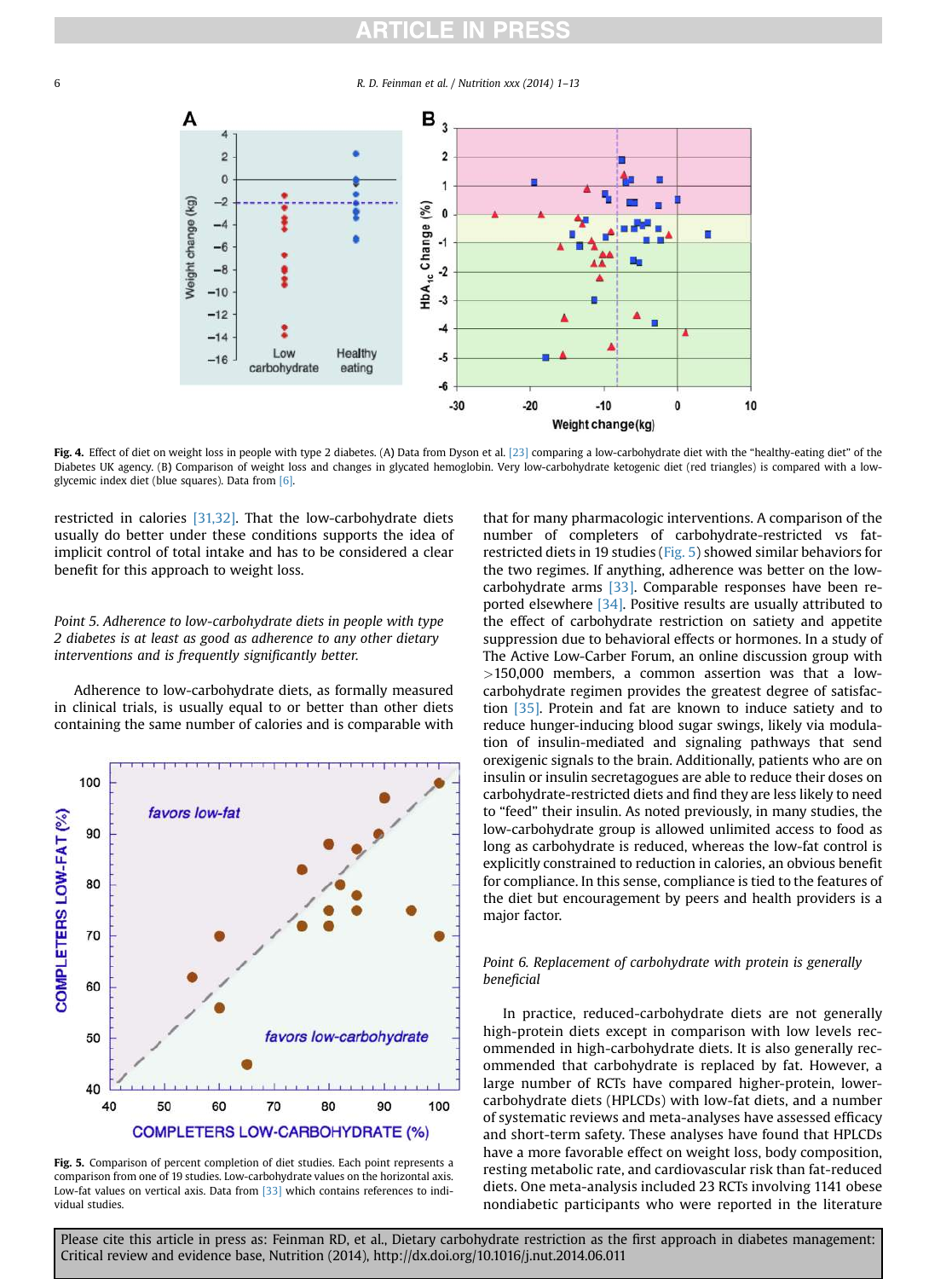**Fig. 4.** Effect of diet on weight loss in people with type 2 diabetes. (A) Data from Dyson et al. [23] comparing a low-carbohydrate diet with the "healthy-eating diet" of the Diabetes UK agency. (B) Comparison of weight loss and changes in glycated hemoglobin. Very low-carbohydrate ketogenic diet (red triangles) is compared with a low-glycemic index diet (blue squares). Data from [6].

restricted in calories [31,32]. That the low-carbohydrate diets usually do better under these conditions supports the idea of implicit control of total intake and has to be considered a clear benefit for this approach to weight loss.

*Point 5. Adherence to low-carbohydrate diets in people with type 2 diabetes is at least as good as adherence to any other dietary interventions and is frequently significantly better.*

Adherence to low-carbohydrate diets, as formally measured in clinical trials, is usually equal to or better than other diets containing the same number of calories and is comparable with that for many pharmacologic interventions. A comparison of the number of completers of carbohydrate-restricted vs fat-restricted diets in 19 studies (Fig. 5) showed similar behaviors for the two regimes. If anything, adherence was better on the low-carbohydrate arms [33]. Comparable responses have been reported elsewhere [34]. Positive results are usually attributed to the effect of carbohydrate restriction on satiety and appetite suppression due to behavioral effects or hormones. In a study of The Active Low-Carber Forum, an online discussion group with >150,000 members, a common assertion was that a low-carbohydrate regimen provides the greatest degree of satisfaction [35]. Protein and fat are known to induce satiety and to reduce hunger-inducing blood sugar swings, likely via modulation of insulin-mediated and signaling pathways that send orexigenic signals to the brain. Additionally, patients who are on insulin or insulin secretagogues are able to reduce their doses on carbohydrate-restricted diets and find they are less likely to need to "feed" their insulin. As noted previously, in many studies, the low-carbohydrate group is allowed unlimited access to food as long as carbohydrate is reduced, whereas the low-fat control is explicitly constrained to reduction in calories, an obvious benefit for compliance. In this sense, compliance is tied to the features of the diet but encouragement by peers and health providers is a major factor.

**Fig. 5.** Comparison of percent completion of diet studies. Each point represents a comparison from one of 19 studies. Low-carbohydrate values on the horizontal axis. Low-fat values on vertical axis. Data from [33] which contains references to individual studies.

*Point 6. Replacement of carbohydrate with protein is generally beneficial*

In practice, reduced-carbohydrate diets are not generally high-protein diets except in comparison with low levels recommended in high-carbohydrate diets. It is also generally recommended that carbohydrate is replaced by fat. However, a large number of RCTs have compared higher-protein, lower-carbohydrate diets (HPLCDs) with low-fat diets, and a number of systematic reviews and meta-analyses have assessed efficacy and short-term safety. These analyses have found that HPLCDs have a more favorable effect on weight loss, body composition, resting metabolic rate, and cardiovascular risk than fat-reduced diets. One meta-analysis included 23 RCTs involving 1141 obese nondiabetic participants who were reported in the literature

Please cite this article in press as: Feinman RD, et al., Dietary carbohydrate restriction as the first approach in diabetes management: Critical review and evidence base, Nutrition (2014), http://dx.doi.org/10.1016/j.nut.2014.06.011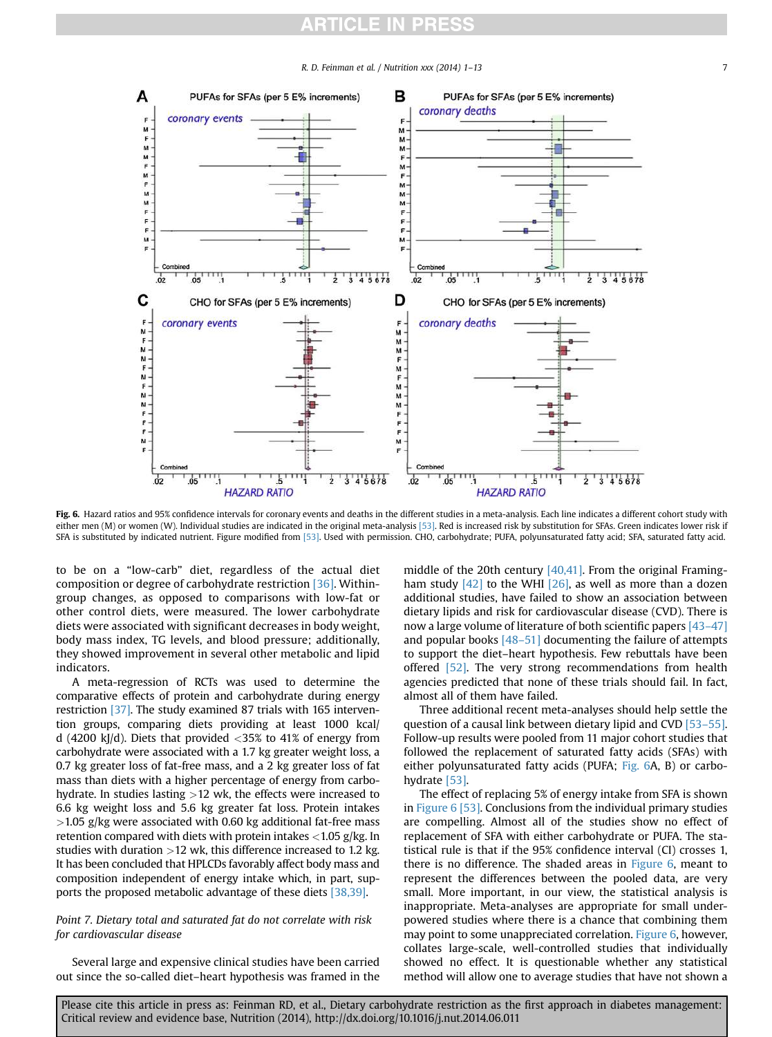**Fig. 6.** Hazard ratios and 95% confidence intervals for coronary events and deaths in the different studies in a meta-analysis. Each line indicates a different cohort study with either men (M) or women (W). Individual studies are indicated in the original meta-analysis [53]. Red is increased risk by substitution for SFAs. Green indicates lower risk if SFA is substituted by indicated nutrient. Figure modified from [53]. Used with permission. CHO, carbohydrate; PUFA, polyunsaturated fatty acid; SFA, saturated fatty acid.

to be on a "low-carb" diet, regardless of the actual diet composition or degree of carbohydrate restriction [36]. Within-group changes, as opposed to comparisons with low-fat or other control diets, were measured. The lower carbohydrate diets were associated with significant decreases in body weight, body mass index, TG levels, and blood pressure; additionally, they showed improvement in several other metabolic and lipid indicators.

A meta-regression of RCTs was used to determine the comparative effects of protein and carbohydrate during energy restriction [37]. The study examined 87 trials with 165 intervention groups, comparing diets providing at least 1000 kcal/d (4200 kJ/d). Diets that provided <35% to 41% of energy from carbohydrate were associated with a 1.7 kg greater weight loss, a 0.7 kg greater loss of fat-free mass, and a 2 kg greater loss of fat mass than diets with a higher percentage of energy from carbohydrate. In studies lasting >12 wk, the effects were increased to 6.6 kg weight loss and 5.6 kg greater fat loss. Protein intakes >1.05 g/kg were associated with 0.60 kg additional fat-free mass retention compared with diets with protein intakes <1.05 g/kg. In studies with duration >12 wk, this difference increased to 1.2 kg. It has been concluded that HPLCDs favorably affect body mass and composition independent of energy intake which, in part, supports the proposed metabolic advantage of these diets [38,39].

*Point 7. Dietary total and saturated fat do not correlate with risk for cardiovascular disease*

Several large and expensive clinical studies have been carried out since the so-called diet–heart hypothesis was framed in the middle of the 20th century [40,41]. From the original Framingham study [42] to the WHI [26], as well as more than a dozen additional studies, have failed to show an association between dietary lipids and risk for cardiovascular disease (CVD). There is now a large volume of literature of both scientific papers [43–47] and popular books [48–51] documenting the failure of attempts to support the diet–heart hypothesis. Few rebuttals have been offered [52]. The very strong recommendations from health agencies predicted that none of these trials should fail. In fact, almost all of them have failed.

Three additional recent meta-analyses should help settle the question of a causal link between dietary lipid and CVD [53–55]. Follow-up results were pooled from 11 major cohort studies that followed the replacement of saturated fatty acids (SFAs) with either polyunsaturated fatty acids (PUFA; Fig. 6A, B) or carbohydrate [53].

The effect of replacing 5% of energy intake from SFA is shown in Figure 6 [53]. Conclusions from the individual primary studies are compelling. Almost all of the studies show no effect of replacement of SFA with either carbohydrate or PUFA. The statistical rule is that if the 95% confidence interval (CI) crosses 1, there is no difference. The shaded areas in Figure 6, meant to represent the differences between the pooled data, are very small. More important, in our view, the statistical analysis is inappropriate. Meta-analyses are appropriate for small underpowered studies where there is a chance that combining them may point to some unappreciated correlation. Figure 6, however, collates large-scale, well-controlled studies that individually showed no effect. It is questionable whether any statistical method will allow one to average studies that have not shown a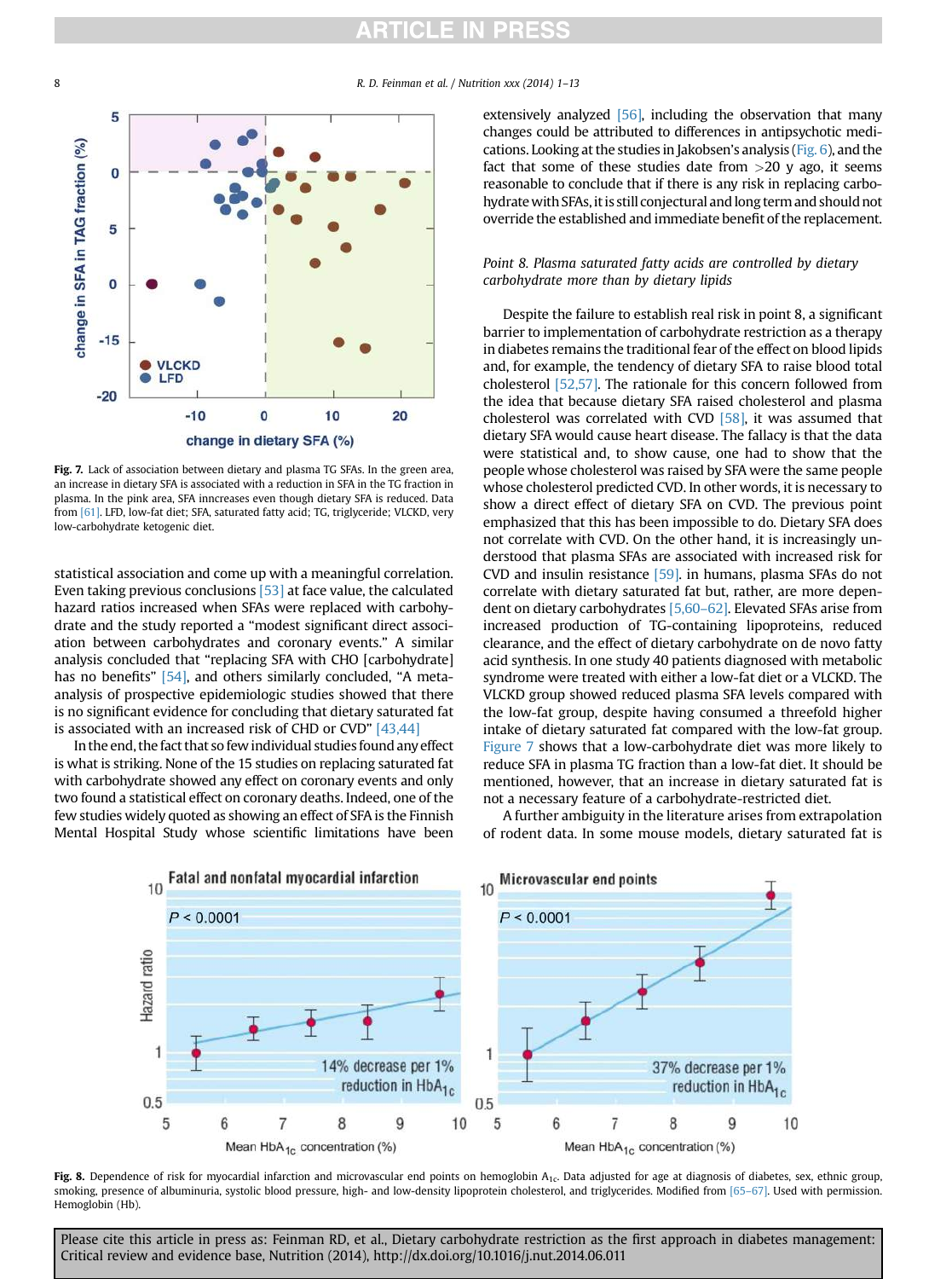Fig. 7. Lack of association between dietary and plasma TG SFAs. In the green area, an increase in dietary SFA is associated with a reduction in SFA in the TG fraction in plasma. In the pink area, SFA inncreases even though dietary SFA is reduced. Data from [61]. LFD, low-fat diet; SFA, saturated fatty acid; TG, triglyceride; VLCKD, very low-carbohydrate ketogenic diet.

statistical association and come up with a meaningful correlation. Even taking previous conclusions [53] at face value, the calculated hazard ratios increased when SFAs were replaced with carbohydrate and the study reported a "modest significant direct association between carbohydrates and coronary events." A similar analysis concluded that "replacing SFA with CHO [carbohydrate] has no benefits" [54], and others similarly concluded, "A meta-analysis of prospective epidemiologic studies showed that there is no significant evidence for concluding that dietary saturated fat is associated with an increased risk of CHD or CVD" [43,44]

In the end, the fact that so few individual studies found any effect is what is striking. None of the 15 studies on replacing saturated fat with carbohydrate showed any effect on coronary events and only two found a statistical effect on coronary deaths. Indeed, one of the few studies widely quoted as showing an effect of SFA is the Finnish Mental Hospital Study whose scientific limitations have been extensively analyzed [56], including the observation that many changes could be attributed to differences in antipsychotic medications. Looking at the studies in Jakobsen's analysis (Fig. 6), and the fact that some of these studies date from >20 y ago, it seems reasonable to conclude that if there is any risk in replacing carbohydrate with SFAs, it is still conjectural and long term and should not override the established and immediate benefit of the replacement.

*Point 8. Plasma saturated fatty acids are controlled by dietary carbohydrate more than by dietary lipids*

Despite the failure to establish real risk in point 8, a significant barrier to implementation of carbohydrate restriction as a therapy in diabetes remains the traditional fear of the effect on blood lipids and, for example, the tendency of dietary SFA to raise blood total cholesterol [52,57]. The rationale for this concern followed from the idea that because dietary SFA raised cholesterol and plasma cholesterol was correlated with CVD [58], it was assumed that dietary SFA would cause heart disease. The fallacy is that the data were statistical and, to show cause, one had to show that the people whose cholesterol was raised by SFA were the same people whose cholesterol predicted CVD. In other words, it is necessary to show a direct effect of dietary SFA on CVD. The previous point emphasized that this has been impossible to do. Dietary SFA does not correlate with CVD. On the other hand, it is increasingly understood that plasma SFAs are associated with increased risk for CVD and insulin resistance [59]. in humans, plasma SFAs do not correlate with dietary saturated fat but, rather, are more dependent on dietary carbohydrates [5,60–62]. Elevated SFAs arise from increased production of TG-containing lipoproteins, reduced clearance, and the effect of dietary carbohydrate on de novo fatty acid synthesis. In one study 40 patients diagnosed with metabolic syndrome were treated with either a low-fat diet or a VLCKD. The VLCKD group showed reduced plasma SFA levels compared with the low-fat group, despite having consumed a threefold higher intake of dietary saturated fat compared with the low-fat group. Figure 7 shows that a low-carbohydrate diet was more likely to reduce SFA in plasma TG fraction than a low-fat diet. It should be mentioned, however, that an increase in dietary saturated fat is not a necessary feature of a carbohydrate-restricted diet.

A further ambiguity in the literature arises from extrapolation of rodent data. In some mouse models, dietary saturated fat is

Fig. 8. Dependence of risk for myocardial infarction and microvascular end points on hemoglobin $A_{1c}$. Data adjusted for age at diagnosis of diabetes, sex, ethnic group, smoking, presence of albuminuria, systolic blood pressure, high- and low-density lipoprotein cholesterol, and triglycerides. Modified from [65–67]. Used with permission. Hemoglobin (Hb).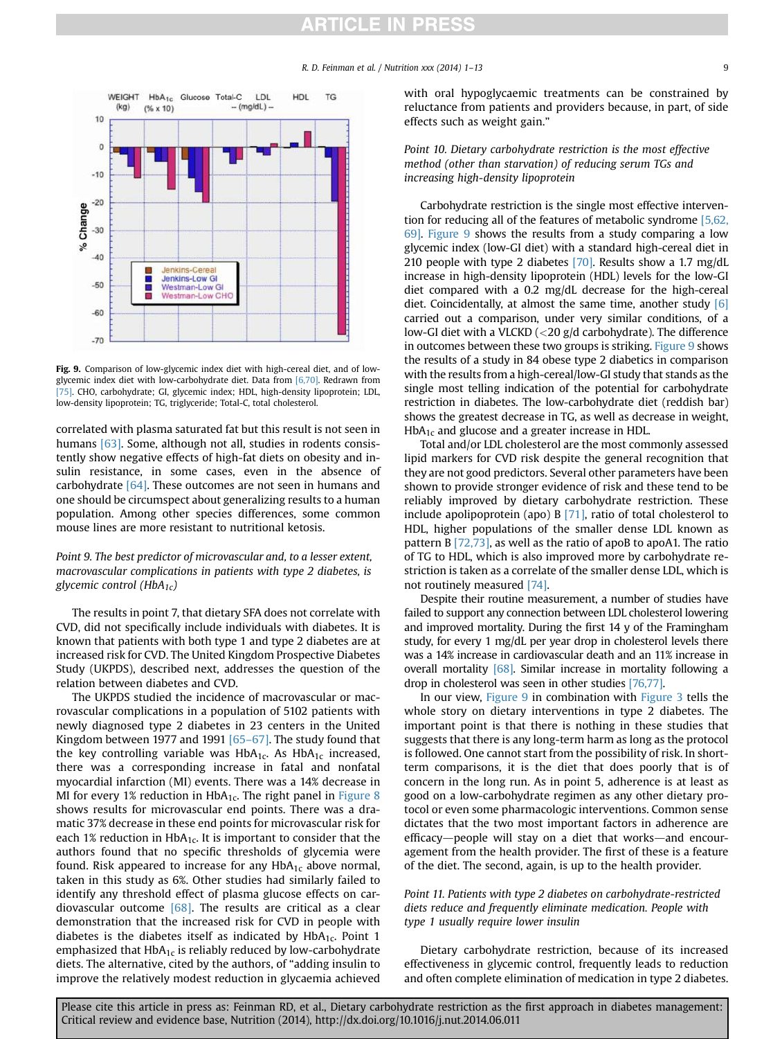Fig. 9. Comparison of low-glycemic index diet with high-cereal diet, and of low-glycemic index diet with low-carbohydrate diet. Data from [6,70]. Redrawn from [75]. CHO, carbohydrate; GI, glycemic index; HDL, high-density lipoprotein; LDL, low-density lipoprotein; TG, triglyceride; Total-C, total cholesterol.

correlated with plasma saturated fat but this result is not seen in humans [63]. Some, although not all, studies in rodents consistently show negative effects of high-fat diets on obesity and insulin resistance, in some cases, even in the absence of carbohydrate [64]. These outcomes are not seen in humans and one should be circumspect about generalizing results to a human population. Among other species differences, some common mouse lines are more resistant to nutritional ketosis.

*Point 9. The best predictor of microvascular and, to a lesser extent, macrovascular complications in patients with type 2 diabetes, is glycemic control ($HbA_{1c}$)*

The results in point 7, that dietary SFA does not correlate with CVD, did not specifically include individuals with diabetes. It is known that patients with both type 1 and type 2 diabetes are at increased risk for CVD. The United Kingdom Prospective Diabetes Study (UKPDS), described next, addresses the question of the relation between diabetes and CVD.

The UKPDS studied the incidence of macrovascular or macrovascular complications in a population of 5102 patients with newly diagnosed type 2 diabetes in 23 centers in the United Kingdom between 1977 and 1991 [65–67]. The study found that the key controlling variable was $HbA_{1c}$. As $HbA_{1c}$ increased, there was a corresponding increase in fatal and nonfatal myocardial infarction (MI) events. There was a 14% decrease in MI for every 1% reduction in $HbA_{1c}$. The right panel in Figure 8 shows results for microvascular end points. There was a dramatic 37% decrease in these end points for microvascular risk for each 1% reduction in $HbA_{1c}$. It is important to consider that the authors found that no specific thresholds of glycemia were found. Risk appeared to increase for any $HbA_{1c}$ above normal, taken in this study as 6%. Other studies had similarly failed to identify any threshold effect of plasma glucose effects on cardiovascular outcome [68]. The results are critical as a clear demonstration that the increased risk for CVD in people with diabetes is the diabetes itself as indicated by $HbA_{1c}$. Point 1 emphasized that $HbA_{1c}$ is reliably reduced by low-carbohydrate diets. The alternative, cited by the authors, of "adding insulin to improve the relatively modest reduction in glycaemia achieved with oral hypoglycaemic treatments can be constrained by reluctance from patients and providers because, in part, of side effects such as weight gain."

*Point 10. Dietary carbohydrate restriction is the most effective method (other than starvation) of reducing serum TGs and increasing high-density lipoprotein*

Carbohydrate restriction is the single most effective intervention for reducing all of the features of metabolic syndrome [5,62,69]. Figure 9 shows the results from a study comparing a low glycemic index (low-GI diet) with a standard high-cereal diet in 210 people with type 2 diabetes [70]. Results show a 1.7 mg/dL increase in high-density lipoprotein (HDL) levels for the low-GI diet compared with a 0.2 mg/dL decrease for the high-cereal diet. Coincidentally, at almost the same time, another study [6] carried out a comparison, under very similar conditions, of a low-GI diet with a VLCKD (<20 g/d carbohydrate). The difference in outcomes between these two groups is striking. Figure 9 shows the results of a study in 84 obese type 2 diabetics in comparison with the results from a high-cereal/low-GI study that stands as the single most telling indication of the potential for carbohydrate restriction in diabetes. The low-carbohydrate diet (reddish bar) shows the greatest decrease in TG, as well as decrease in weight, $HbA_{1c}$ and glucose and a greater increase in HDL.

Total and/or LDL cholesterol are the most commonly assessed lipid markers for CVD risk despite the general recognition that they are not good predictors. Several other parameters have been shown to provide stronger evidence of risk and these tend to be reliably improved by dietary carbohydrate restriction. These include apolipoprotein (apo) B [71], ratio of total cholesterol to HDL, higher populations of the smaller dense LDL known as pattern B [72,73], as well as the ratio of apoB to apoA1. The ratio of TG to HDL, which is also improved more by carbohydrate restriction is taken as a correlate of the smaller dense LDL, which is not routinely measured [74].

Despite their routine measurement, a number of studies have failed to support any connection between LDL cholesterol lowering and improved mortality. During the first 14 y of the Framingham study, for every 1 mg/dL per year drop in cholesterol levels there was a 14% increase in cardiovascular death and an 11% increase in overall mortality [68]. Similar increase in mortality following a drop in cholesterol was seen in other studies [76,77].

In our view, Figure 9 in combination with Figure 3 tells the whole story on dietary interventions in type 2 diabetes. The important point is that there is nothing in these studies that suggests that there is any long-term harm as long as the protocol is followed. One cannot start from the possibility of risk. In short-term comparisons, it is the diet that does poorly that is of concern in the long run. As in point 5, adherence is at least as good on a low-carbohydrate regimen as any other dietary protocol or even some pharmacologic interventions. Common sense dictates that the two most important factors in adherence are efficacy—people will stay on a diet that works—and encouragement from the health provider. The first of these is a feature of the diet. The second, again, is up to the health provider.

*Point 11. Patients with type 2 diabetes on carbohydrate-restricted diets reduce and frequently eliminate medication. People with type 1 usually require lower insulin*

Dietary carbohydrate restriction, because of its increased effectiveness in glycemic control, frequently leads to reduction and often complete elimination of medication in type 2 diabetes.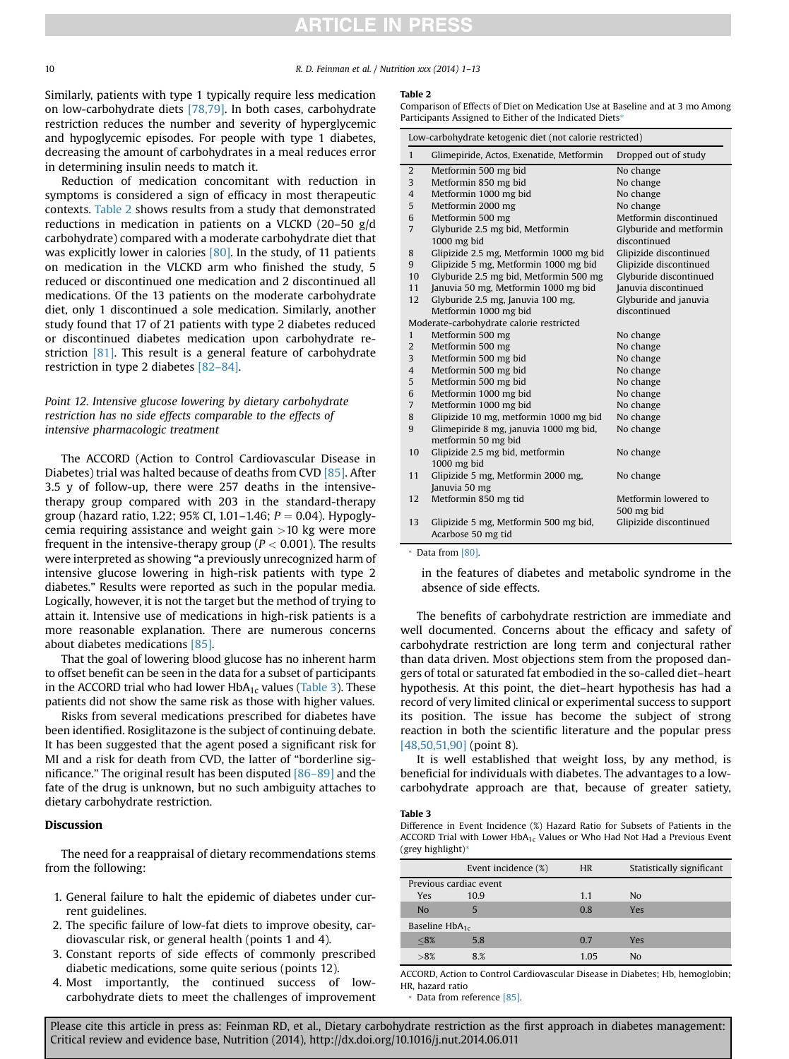Similarly, patients with type 1 typically require less medication on low-carbohydrate diets [78,79]. In both cases, carbohydrate restriction reduces the number and severity of hyperglycemic and hypoglycemic episodes. For people with type 1 diabetes, decreasing the amount of carbohydrates in a meal reduces error in determining insulin needs to match it.

Reduction of medication concomitant with reduction in symptoms is considered a sign of efficacy in most therapeutic contexts. Table 2 shows results from a study that demonstrated reductions in medication in patients on a VLCKD (20–50 g/d carbohydrate) compared with a moderate carbohydrate diet that was explicitly lower in calories [80]. In the study, of 11 patients on medication in the VLCKD arm who finished the study, 5 reduced or discontinued one medication and 2 discontinued all medications. Of the 13 patients on the moderate carbohydrate diet, only 1 discontinued a sole medication. Similarly, another study found that 17 of 21 patients with type 2 diabetes reduced or discontinued diabetes medication upon carbohydrate restriction [81]. This result is a general feature of carbohydrate restriction in type 2 diabetes [82–84].

*Point 12. Intensive glucose lowering by dietary carbohydrate restriction has no side effects comparable to the effects of intensive pharmacologic treatment*

The ACCORD (Action to Control Cardiovascular Disease in Diabetes) trial was halted because of deaths from CVD [85]. After 3.5 y of follow-up, there were 257 deaths in the intensive-therapy group compared with 203 in the standard-therapy group (hazard ratio, 1.22; 95% CI, 1.01–1.46; $P = 0.04$). Hypoglycemia requiring assistance and weight gain >10 kg were more frequent in the intensive-therapy group ($P < 0.001$). The results were interpreted as showing "a previously unrecognized harm of intensive glucose lowering in high-risk patients with type 2 diabetes." Results were reported as such in the popular media. Logically, however, it is not the target but the method of trying to attain it. Intensive use of medications in high-risk patients is a more reasonable explanation. There are numerous concerns about diabetes medications [85].

That the goal of lowering blood glucose has no inherent harm to offset benefit can be seen in the data for a subset of participants in the ACCORD trial who had lower $HbA_{1c}$ values (Table 3). These patients did not show the same risk as those with higher values.

Risks from several medications prescribed for diabetes have been identified. Rosiglitazone is the subject of continuing debate. It has been suggested that the agent posed a significant risk for MI and a risk for death from CVD, the latter of "borderline significance." The original result has been disputed [86–89] and the fate of the drug is unknown, but no such ambiguity attaches to dietary carbohydrate restriction.

## Discussion

The need for a reappraisal of dietary recommendations stems from the following:

1. General failure to halt the epidemic of diabetes under current guidelines.
2. The specific failure of low-fat diets to improve obesity, cardiovascular risk, or general health (points 1 and 4).
3. Constant reports of side effects of commonly prescribed diabetic medications, some quite serious (points 12).
4. Most importantly, the continued success of low-carbohydrate diets to meet the challenges of improvement in the features of diabetes and metabolic syndrome in the absence of side effects.

**Table 2**
Comparison of Effects of Diet on Medication Use at Baseline and at 3 mo Among Participants Assigned to Either of the Indicated Diets*

| | | |
|---|---|---|
| Low-carbohydrate ketogenic diet (not calorie restricted) | | |
| 1 | Glimepiride, Actos, Exenatide, Metformin | Dropped out of study |
| 2 | Metformin 500 mg bid | No change |
| 3 | Metformin 850 mg bid | No change |
| 4 | Metformin 1000 mg bid | No change |
| 5 | Metformin 2000 mg | No change |
| 6 | Metformin 500 mg | Metformin discontinued |
| 7 | Glyburide 2.5 mg bid, Metformin 1000 mg bid | Glyburide and metformin discontinued |
| 8 | Glipizide 2.5 mg, Metformin 1000 mg bid | Glipizide discontinued |
| 9 | Glipizide 5 mg, Metformin 1000 mg bid | Glipizide discontinued |
| 10 | Glyburide 2.5 mg bid, Metformin 500 mg | Glyburide discontinued |
| 11 | Januvia 50 mg, Metformin 1000 mg bid | Januvia discontinued |
| 12 | Glyburide 2.5 mg, Januvia 100 mg, Metformin 1000 mg bid | Glyburide and januvia discontinued |
| Moderate-carbohydrate calorie restricted | | |
| 1 | Metformin 500 mg | No change |
| 2 | Metformin 500 mg | No change |
| 3 | Metformin 500 mg bid | No change |
| 4 | Metformin 500 mg bid | No change |
| 5 | Metformin 500 mg bid | No change |
| 6 | Metformin 1000 mg bid | No change |
| 7 | Metformin 1000 mg bid | No change |
| 8 | Glipizide 10 mg, metformin 1000 mg bid | No change |
| 9 | Glimepiride 8 mg, januvia 1000 mg bid, metformin 50 mg bid | No change |
| 10 | Glipizide 2.5 mg bid, metformin 1000 mg bid | No change |
| 11 | Glipizide 5 mg, Metformin 2000 mg, Januvia 50 mg | No change |
| 12 | Metformin 850 mg tid | Metformin lowered to 500 mg bid |
| 13 | Glipizide 5 mg, Metformin 500 mg bid, Acarbose 50 mg tid | Glipizide discontinued |

\* Data from [80].

The benefits of carbohydrate restriction are immediate and well documented. Concerns about the efficacy and safety of carbohydrate restriction are long term and conjectural rather than data driven. Most objections stem from the proposed dangers of total or saturated fat embodied in the so-called diet–heart hypothesis. At this point, the diet–heart hypothesis has had a record of very limited clinical or experimental success to support its position. The issue has become the subject of strong reaction in both the scientific literature and the popular press [48,50,51,90] (point 8).

It is well established that weight loss, by any method, is beneficial for individuals with diabetes. The advantages to a low-carbohydrate approach are that, because of greater satiety,

**Table 3**
Difference in Event Incidence (%) Hazard Ratio for Subsets of Patients in the ACCORD Trial with Lower $HbA_{1c}$ Values or Who Had Not Had a Previous Event (grey highlight)*

| | Event incidence (%) | HR | Statistically significant |
|---|---|---|---|
| Previous cardiac event | | | |
| Yes | 10.9 | 1.1 | No |
| No | 5 | 0.8 | Yes |
| Baseline $HbA_{1c}$ | | | |
| ≤8% | 5.8 | 0.7 | Yes |
| >8% | 8.% | 1.05 | No |

ACCORD, Action to Control Cardiovascular Disease in Diabetes; Hb, hemoglobin; HR, hazard ratio
\* Data from reference [85].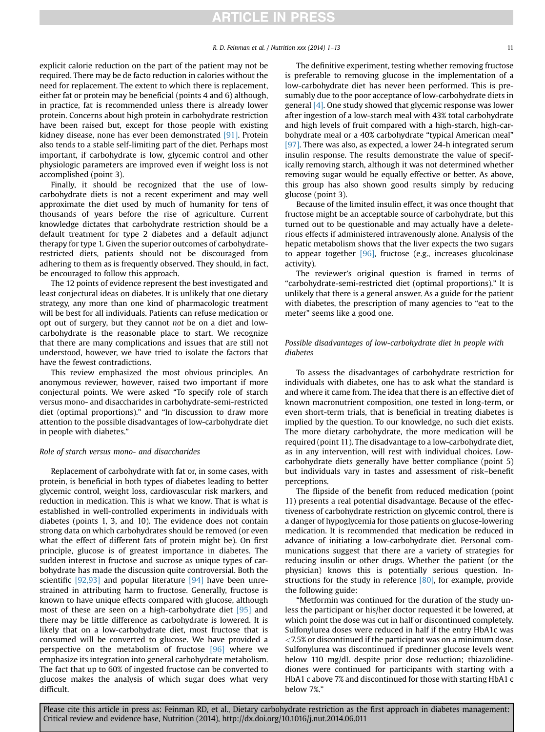explicit calorie reduction on the part of the patient may not be required. There may be de facto reduction in calories without the need for replacement. The extent to which there is replacement, either fat or protein may be beneficial (points 4 and 6) although, in practice, fat is recommended unless there is already lower protein. Concerns about high protein in carbohydrate restriction have been raised but, except for those people with existing kidney disease, none has ever been demonstrated [91]. Protein also tends to a stable self-limiting part of the diet. Perhaps most important, if carbohydrate is low, glycemic control and other physiologic parameters are improved even if weight loss is not accomplished (point 3).

Finally, it should be recognized that the use of low-carbohydrate diets is not a recent experiment and may well approximate the diet used by much of humanity for tens of thousands of years before the rise of agriculture. Current knowledge dictates that carbohydrate restriction should be a default treatment for type 2 diabetes and a default adjunct therapy for type 1. Given the superior outcomes of carbohydrate-restricted diets, patients should not be discouraged from adhering to them as is frequently observed. They should, in fact, be encouraged to follow this approach.

The 12 points of evidence represent the best investigated and least conjectural ideas on diabetes. It is unlikely that one dietary strategy, any more than one kind of pharmacologic treatment will be best for all individuals. Patients can refuse medication or opt out of surgery, but they cannot *not* be on a diet and low-carbohydrate is the reasonable place to start. We recognize that there are many complications and issues that are still not understood, however, we have tried to isolate the factors that have the fewest contradictions.

This review emphasized the most obvious principles. An anonymous reviewer, however, raised two important if more conjectural points. We were asked "To specify role of starch versus mono- and disaccharides in carbohydrate-semi-restricted diet (optimal proportions)." and "In discussion to draw more attention to the possible disadvantages of low-carbohydrate diet in people with diabetes."

### *Role of starch versus mono- and disaccharides*

Replacement of carbohydrate with fat or, in some cases, with protein, is beneficial in both types of diabetes leading to better glycemic control, weight loss, cardiovascular risk markers, and reduction in medication. This is what we know. That is what is established in well-controlled experiments in individuals with diabetes (points 1, 3, and 10). The evidence does not contain strong data on which carbohydrates should be removed (or even what the effect of different fats of protein might be). On first principle, glucose is of greatest importance in diabetes. The sudden interest in fructose and sucrose as unique types of carbohydrate has made the discussion quite controversial. Both the scientific [92,93] and popular literature [94] have been unrestrained in attributing harm to fructose. Generally, fructose is known to have unique effects compared with glucose, although most of these are seen on a high-carbohydrate diet [95] and there may be little difference as carbohydrate is lowered. It is likely that on a low-carbohydrate diet, most fructose that is consumed will be converted to glucose. We have provided a perspective on the metabolism of fructose [96] where we emphasize its integration into general carbohydrate metabolism. The fact that up to 60% of ingested fructose can be converted to glucose makes the analysis of which sugar does what very difficult.

The definitive experiment, testing whether removing fructose is preferable to removing glucose in the implementation of a low-carbohydrate diet has never been performed. This is presumably due to the poor acceptance of low-carbohydrate diets in general [4]. One study showed that glycemic response was lower after ingestion of a low-starch meal with 43% total carbohydrate and high levels of fruit compared with a high-starch, high-carbohydrate meal or a 40% carbohydrate "typical American meal" [97]. There was also, as expected, a lower 24-h integrated serum insulin response. The results demonstrate the value of specifically removing starch, although it was not determined whether removing sugar would be equally effective or better. As above, this group has also shown good results simply by reducing glucose (point 3).

Because of the limited insulin effect, it was once thought that fructose might be an acceptable source of carbohydrate, but this turned out to be questionable and may actually have a deleterious effects if administered intravenously alone. Analysis of the hepatic metabolism shows that the liver expects the two sugars to appear together [96], fructose (e.g., increases glucokinase activity).

The reviewer's original question is framed in terms of "carbohydrate-semi-restricted diet (optimal proportions)." It is unlikely that there is a general answer. As a guide for the patient with diabetes, the prescription of many agencies to "eat to the meter" seems like a good one.

### *Possible disadvantages of low-carbohydrate diet in people with diabetes*

To assess the disadvantages of carbohydrate restriction for individuals with diabetes, one has to ask what the standard is and where it came from. The idea that there is an effective diet of known macronutrient composition, one tested in long-term, or even short-term trials, that is beneficial in treating diabetes is implied by the question. To our knowledge, no such diet exists. The more dietary carbohydrate, the more medication will be required (point 11). The disadvantage to a low-carbohydrate diet, as in any intervention, will rest with individual choices. Low-carbohydrate diets generally have better compliance (point 5) but individuals vary in tastes and assessment of risk–benefit perceptions.

The flipside of the benefit from reduced medication (point 11) presents a real potential disadvantage. Because of the effectiveness of carbohydrate restriction on glycemic control, there is a danger of hypoglycemia for those patients on glucose-lowering medication. It is recommended that medication be reduced in advance of initiating a low-carbohydrate diet. Personal communications suggest that there are a variety of strategies for reducing insulin or other drugs. Whether the patient (or the physician) knows this is potentially serious question. Instructions for the study in reference [80], for example, provide the following guide:

"Metformin was continued for the duration of the study unless the participant or his/her doctor requested it be lowered, at which point the dose was cut in half or discontinued completely. Sulfonylurea doses were reduced in half if the entry HbA1c was <7.5% or discontinued if the participant was on a minimum dose. Sulfonylurea was discontinued if predinner glucose levels went below 110 mg/dL despite prior dose reduction; thiazolidinediones were continued for participants with starting with a HbA1 c above 7% and discontinued for those with starting HbA1 c below 7%."

Please cite this article in press as: Feinman RD, et al., Dietary carbohydrate restriction as the first approach in diabetes management: Critical review and evidence base, Nutrition (2014), http://dx.doi.org/10.1016/j.nut.2014.06.011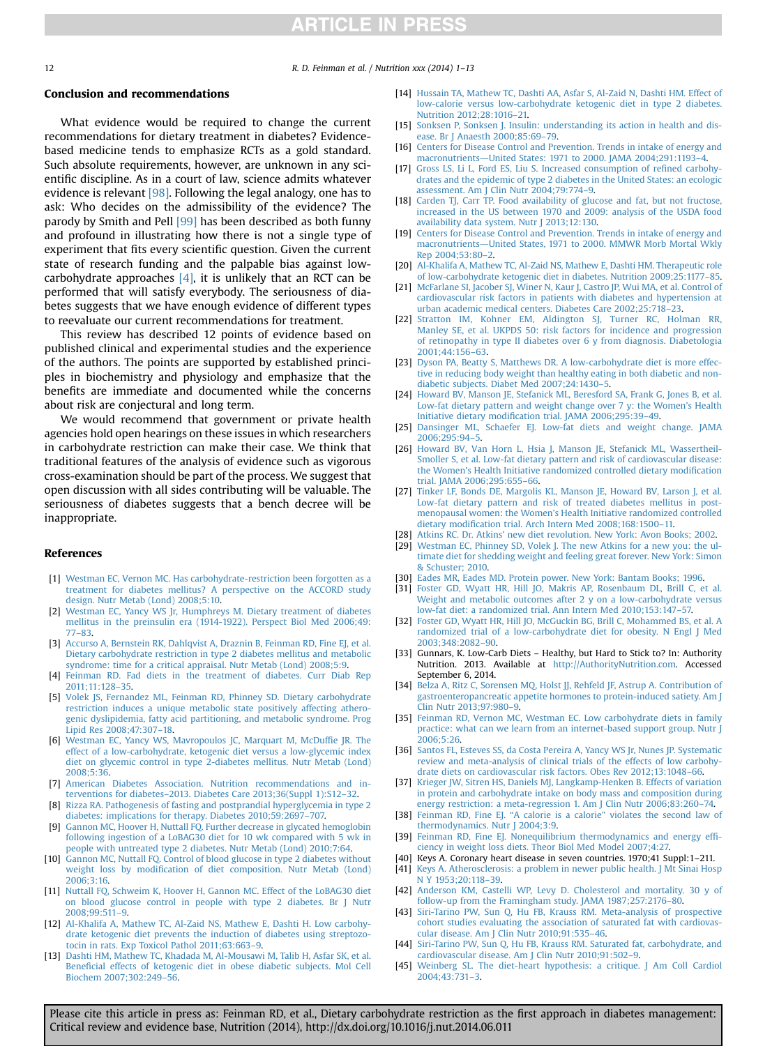## Conclusion and recommendations

What evidence would be required to change the current recommendations for dietary treatment in diabetes? Evidence-based medicine tends to emphasize RCTs as a gold standard. Such absolute requirements, however, are unknown in any scientific discipline. As in a court of law, science admits whatever evidence is relevant [98]. Following the legal analogy, one has to ask: Who decides on the admissibility of the evidence? The parody by Smith and Pell [99] has been described as both funny and profound in illustrating how there is not a single type of experiment that fits every scientific question. Given the current state of research funding and the palpable bias against low-carbohydrate approaches [4], it is unlikely that an RCT can be performed that will satisfy everybody. The seriousness of diabetes suggests that we have enough evidence of different types to reevaluate our current recommendations for treatment.

This review has described 12 points of evidence based on published clinical and experimental studies and the experience of the authors. The points are supported by established principles in biochemistry and physiology and emphasize that the benefits are immediate and documented while the concerns about risk are conjectural and long term.

We would recommend that government or private health agencies hold open hearings on these issues in which researchers in carbohydrate restriction can make their case. We think that traditional features of the analysis of evidence such as vigorous cross-examination should be part of the process. We suggest that open discussion with all sides contributing will be valuable. The seriousness of diabetes suggests that a bench decree will be inappropriate.

## References

[1] Westman EC, Vernon MC. Has carbohydrate-restriction been forgotten as a treatment for diabetes mellitus? A perspective on the ACCORD study design. Nutr Metab (Lond) 2008;5:10.

[2] Westman EC, Yancy WS Jr, Humphreys M. Dietary treatment of diabetes mellitus in the preinsulin era (1914-1922). Perspect Biol Med 2006;49:77–83.

[3] Accurso A, Bernstein RK, Dahlqvist A, Draznin B, Feinman RD, Fine EJ, et al. Dietary carbohydrate restriction in type 2 diabetes mellitus and metabolic syndrome: time for a critical appraisal. Nutr Metab (Lond) 2008;5:9.

[4] Feinman RD. Fad diets in the treatment of diabetes. Curr Diab Rep 2011;11:128–35.

[5] Volek JS, Fernandez ML, Feinman RD, Phinney SD. Dietary carbohydrate restriction induces a unique metabolic state positively affecting atherogenic dyslipidemia, fatty acid partitioning, and metabolic syndrome. Prog Lipid Res 2008;47:307–18.

[6] Westman EC, Yancy WS, Mavropoulos JC, Marquart M, McDuffie JR. The effect of a low-carbohydrate, ketogenic diet versus a low-glycemic index diet on glycemic control in type 2-diabetes mellitus. Nutr Metab (Lond) 2008;5:36.

[7] American Diabetes Association. Nutrition recommendations and interventions for diabetes–2013. Diabetes Care 2013;36(Suppl 1):S12–32.

[8] Rizza RA. Pathogenesis of fasting and postprandial hyperglycemia in type 2 diabetes: implications for therapy. Diabetes 2010;59:2697–707.

[9] Gannon MC, Hoover H, Nuttall FQ. Further decrease in glycated hemoglobin following ingestion of a LoBAG30 diet for 10 wk compared with 5 wk in people with untreated type 2 diabetes. Nutr Metab (Lond) 2010;7:64.

[10] Gannon MC, Nuttall FQ. Control of blood glucose in type 2 diabetes without weight loss by modification of diet composition. Nutr Metab (Lond) 2006;3:16.

[11] Nuttall FQ, Schweim K, Hoover H, Gannon MC. Effect of the LoBAG30 diet on blood glucose control in people with type 2 diabetes. Br J Nutr 2008;99:511–9.

[12] Al-Khalifa A, Mathew TC, Al-Zaid NS, Mathew E, Dashti H. Low carbohydrate ketogenic diet prevents the induction of diabetes using streptozotocin in rats. Exp Toxicol Pathol 2011;63:663–9.

[13] Dashti HM, Mathew TC, Khadada M, Al-Mousawi M, Talib H, Asfar SK, et al. Beneficial effects of ketogenic diet in obese diabetic subjects. Mol Cell Biochem 2007;302:249–56.

[14] Hussain TA, Mathew TC, Dashti AA, Asfar S, Al-Zaid N, Dashti HM. Effect of low-calorie versus low-carbohydrate ketogenic diet in type 2 diabetes. Nutrition 2012;28:1016–21.

[15] Sonksen P, Sonksen J. Insulin: understanding its action in health and disease. Br J Anaesth 2000;85:69–79.

[16] Centers for Disease Control and Prevention. Trends in intake of energy and macronutrients—United States: 1971 to 2000. JAMA 2004;291:1193–4.

[17] Gross LS, Li L, Ford ES, Liu S. Increased consumption of refined carbohydrates and the epidemic of type 2 diabetes in the United States: an ecologic assessment. Am J Clin Nutr 2004;79:774–9.

[18] Carden TJ, Carr TP. Food availability of glucose and fat, but not fructose, increased in the US between 1970 and 2009: analysis of the USDA food availability data system. Nutr J 2013;12:130.

[19] Centers for Disease Control and Prevention. Trends in intake of energy and macronutrients—United States, 1971 to 2000. MMWR Morb Mortal Wkly Rep 2004;53:80–2.

[20] Al-Khalifa A, Mathew TC, Al-Zaid NS, Mathew E, Dashti HM. Therapeutic role of low-carbohydrate ketogenic diet in diabetes. Nutrition 2009;25:1177–85.

[21] McFarlane SI, Jacober SJ, Winer N, Kaur J, Castro JP, Wui MA, et al. Control of cardiovascular risk factors in patients with diabetes and hypertension at urban academic medical centers. Diabetes Care 2002;25:718–23.

[22] Stratton IM, Kohner EM, Aldington SJ, Turner RC, Holman RR, Manley SE, et al. UKPDS 50: risk factors for incidence and progression of retinopathy in type II diabetes over 6 y from diagnosis. Diabetologia 2001;44:156–63.

[23] Dyson PA, Beatty S, Matthews DR. A low-carbohydrate diet is more effective in reducing body weight than healthy eating in both diabetic and non-diabetic subjects. Diabet Med 2007;24:1430–5.

[24] Howard BV, Manson JE, Stefanick ML, Beresford SA, Frank G, Jones B, et al. Low-fat dietary pattern and weight change over 7 y: the Women's Health Initiative dietary modification trial. JAMA 2006;295:39–49.

[25] Dansinger ML, Schaefer EJ. Low-fat diets and weight change. JAMA 2006;295:94–5.

[26] Howard BV, Van Horn L, Hsia J, Manson JE, Stefanick ML, Wassertheil-Smoller S, et al. Low-fat dietary pattern and risk of cardiovascular disease: the Women's Health Initiative randomized controlled dietary modification trial. JAMA 2006;295:655–66.

[27] Tinker LF, Bonds DE, Margolis KL, Manson JE, Howard BV, Larson J, et al. Low-fat dietary pattern and risk of treated diabetes mellitus in postmenopausal women: the Women's Health Initiative randomized controlled dietary modification trial. Arch Intern Med 2008;168:1500–11.

[28] Atkins RC. Dr. Atkins' new diet revolution. New York: Avon Books; 2002.

[29] Westman EC, Phinney SD, Volek J. The new Atkins for a new you: the ultimate diet for shedding weight and feeling great forever. New York: Simon & Schuster; 2010.

[30] Eades MR, Eades MD. Protein power. New York: Bantam Books; 1996.

[31] Foster GD, Wyatt HR, Hill JO, Makris AP, Rosenbaum DL, Brill C, et al. Weight and metabolic outcomes after 2 y on a low-carbohydrate versus low-fat diet: a randomized trial. Ann Intern Med 2010;153:147–57.

[32] Foster GD, Wyatt HR, Hill JO, McGuckin BG, Brill C, Mohammed BS, et al. A randomized trial of a low-carbohydrate diet for obesity. N Engl J Med 2003;348:2082–90.

[33] Gunnars, K. Low-Carb Diets – Healthy, but Hard to Stick to? In: Authority Nutrition. 2013. Available at http://AuthorityNutrition.com. Accessed September 6, 2014.

[34] Belza A, Ritz C, Sorensen MQ, Holst JJ, Rehfeld JF, Astrup A. Contribution of gastroenteropancreatic appetite hormones to protein-induced satiety. Am J Clin Nutr 2013;97:980–9.

[35] Feinman RD, Vernon MC, Westman EC. Low carbohydrate diets in family practice: what can we learn from an internet-based support group. Nutr J 2006;5:26.

[36] Santos FL, Esteves SS, da Costa Pereira A, Yancy WS Jr, Nunes JP. Systematic review and meta-analysis of clinical trials of the effects of low carbohydrate diets on cardiovascular risk factors. Obes Rev 2012;13:1048–66.

[37] Krieger JW, Sitren HS, Daniels MJ, Langkamp-Henken B. Effects of variation in protein and carbohydrate intake on body mass and composition during energy restriction: a meta-regression 1. Am J Clin Nutr 2006;83:260–74.

[38] Feinman RD, Fine EJ. "A calorie is a calorie" violates the second law of thermodynamics. Nutr J 2004;3:9.

[39] Feinman RD, Fine EJ. Nonequilibrium thermodynamics and energy efficiency in weight loss diets. Theor Biol Med Model 2007;4:27.

[40] Keys A. Coronary heart disease in seven countries. 1970;41 Suppl:1–211.

[41] Keys A. Atherosclerosis: a problem in newer public health. J Mt Sinai Hosp N Y 1953;20:118–39.

[42] Anderson KM, Castelli WP, Levy D. Cholesterol and mortality. 30 y of follow-up from the Framingham study. JAMA 1987;257:2176–80.

[43] Siri-Tarino PW, Sun Q, Hu FB, Krauss RM. Meta-analysis of prospective cohort studies evaluating the association of saturated fat with cardiovascular disease. Am J Clin Nutr 2010;91:535–46.

[44] Siri-Tarino PW, Sun Q, Hu FB, Krauss RM. Saturated fat, carbohydrate, and cardiovascular disease. Am J Clin Nutr 2010;91:502–9.

[45] Weinberg SL. The diet-heart hypothesis: a critique. J Am Coll Cardiol 2004;43:731–3.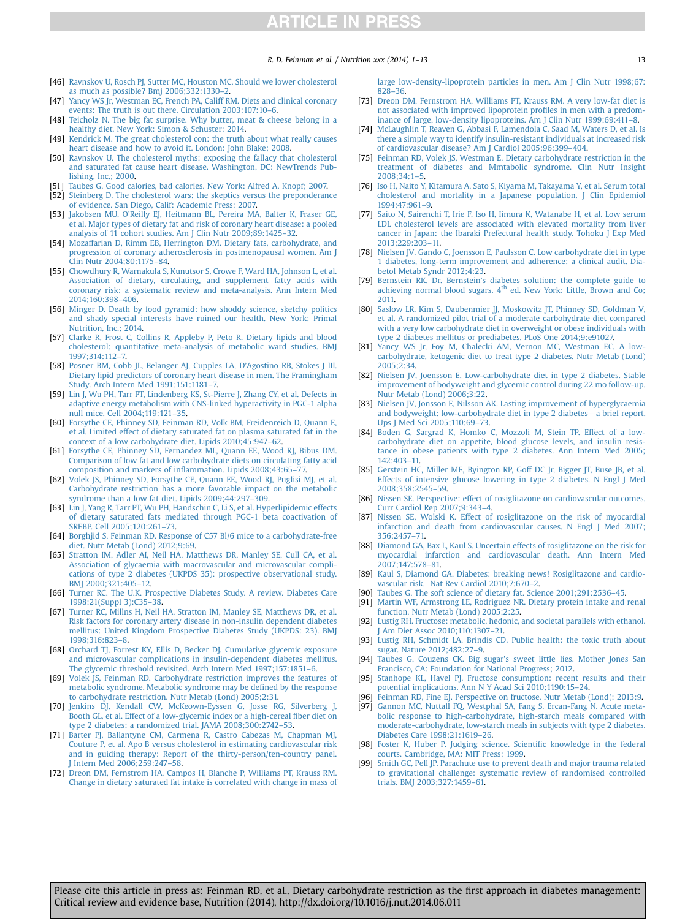[46] Ravnskov U, Rosch PJ, Sutter MC, Houston MC. Should we lower cholesterol as much as possible? Bmj 2006;332:1330–2.

[47] Yancy WS Jr, Westman EC, French PA, Califf RM. Diets and clinical coronary events: The truth is out there. Circulation 2003;107:10–6.

[48] Teicholz N. The big fat surprise. Why butter, meat & cheese belong in a healthy diet. New York: Simon & Schuster; 2014.

[49] Kendrick M. The great cholesterol con: the truth about what really causes heart disease and how to avoid it. London: John Blake; 2008.

[50] Ravnskov U. The cholesterol myths: exposing the fallacy that cholesterol and saturated fat cause heart disease. Washington, DC: NewTrends Publishing, Inc.; 2000.

[51] Taubes G. Good calories, bad calories. New York: Alfred A. Knopf; 2007.

[52] Steinberg D. The cholesterol wars: the skeptics versus the preponderance of evidence. San Diego, Calif: Academic Press; 2007.

[53] Jakobsen MU, O'Reilly EJ, Heitmann BL, Pereira MA, Balter K, Fraser GE, et al. Major types of dietary fat and risk of coronary heart disease: a pooled analysis of 11 cohort studies. Am J Clin Nutr 2009;89:1425–32.

[54] Mozaffarian D, Rimm EB, Herrington DM. Dietary fats, carbohydrate, and progression of coronary atherosclerosis in postmenopausal women. Am J Clin Nutr 2004;80:1175–84.

[55] Chowdhury R, Warnakula S, Kunutsor S, Crowe F, Ward HA, Johnson L, et al. Association of dietary, circulating, and supplement fatty acids with coronary risk: a systematic review and meta-analysis. Ann Intern Med 2014;160:398–406.

[56] Minger D. Death by food pyramid: how shoddy science, sketchy politics and shady special interests have ruined our health. New York: Primal Nutrition, Inc.; 2014.

[57] Clarke R, Frost C, Collins R, Appleby P, Peto R. Dietary lipids and blood cholesterol: quantitative meta-analysis of metabolic ward studies. BMJ 1997;314:112–7.

[58] Posner BM, Cobb JL, Belanger AJ, Cupples LA, D'Agostino RB, Stokes J III. Dietary lipid predictors of coronary heart disease in men. The Framingham Study. Arch Intern Med 1991;151:1181–7.

[59] Lin J, Wu PH, Tarr PT, Lindenberg KS, St-Pierre J, Zhang CY, et al. Defects in adaptive energy metabolism with CNS-linked hyperactivity in PGC-1 alpha null mice. Cell 2004;119:121–35.

[60] Forsythe CE, Phinney SD, Feinman RD, Volk BM, Freidenreich D, Quann E, et al. Limited effect of dietary saturated fat on plasma saturated fat in the context of a low carbohydrate diet. Lipids 2010;45:947–62.

[61] Forsythe CE, Phinney SD, Fernandez ML, Quann EE, Wood RJ, Bibus DM. Comparison of low fat and low carbohydrate diets on circulating fatty acid composition and markers of inflammation. Lipids 2008;43:65–77.

[62] Volek JS, Phinney SD, Forsythe CE, Quann EE, Wood RJ, Puglisi MJ, et al. Carbohydrate restriction has a more favorable impact on the metabolic syndrome than a low fat diet. Lipids 2009;44:297–309.

[63] Lin J, Yang R, Tarr PT, Wu PH, Handschin C, Li S, et al. Hyperlipidemic effects of dietary saturated fats mediated through PGC-1 beta coactivation of SREBP. Cell 2005;120:261–73.

[64] Borghjid S, Feinman RD. Response of C57 Bl/6 mice to a carbohydrate-free diet. Nutr Metab (Lond) 2012;9:69.

[65] Stratton IM, Adler AI, Neil HA, Matthews DR, Manley SE, Cull CA, et al. Association of glycaemia with macrovascular and microvascular complications of type 2 diabetes (UKPDS 35): prospective observational study. BMJ 2000;321:405–12.

[66] Turner RC. The U.K. Prospective Diabetes Study. A review. Diabetes Care 1998;21(Suppl 3):C35–38.

[67] Turner RC, Millns H, Neil HA, Stratton IM, Manley SE, Matthews DR, et al. Risk factors for coronary artery disease in non-insulin dependent diabetes mellitus: United Kingdom Prospective Diabetes Study (UKPDS: 23). BMJ 1998;316:823–8.

[68] Orchard TJ, Forrest KY, Ellis D, Becker DJ. Cumulative glycemic exposure and microvascular complications in insulin-dependent diabetes mellitus. The glycemic threshold revisited. Arch Intern Med 1997;157:1851–6.

[69] Volek JS, Feinman RD. Carbohydrate restriction improves the features of metabolic syndrome. Metabolic syndrome may be defined by the response to carbohydrate restriction. Nutr Metab (Lond) 2005;2:31.

[70] Jenkins DJ, Kendall CW, McKeown-Eyssen G, Josse RG, Silverberg J, Booth GL, et al. Effect of a low-glycemic index or a high-cereal fiber diet on type 2 diabetes: a randomized trial. JAMA 2008;300:2742–53.

[71] Barter PJ, Ballantyne CM, Carmena R, Castro Cabezas M, Chapman MJ, Couture P, et al. Apo B versus cholesterol in estimating cardiovascular risk and in guiding therapy: Report of the thirty-person/ten-country panel. J Intern Med 2006;259:247–58.

[72] Dreon DM, Fernstrom HA, Campos H, Blanche P, Williams PT, Krauss RM. Change in dietary saturated fat intake is correlated with change in mass of large low-density-lipoprotein particles in men. Am J Clin Nutr 1998;67:828–36.

[73] Dreon DM, Fernstrom HA, Williams PT, Krauss RM. A very low-fat diet is not associated with improved lipoprotein profiles in men with a predominance of large, low-density lipoproteins. Am J Clin Nutr 1999;69:411–8.

[74] McLaughlin T, Reaven G, Abbasi F, Lamendola C, Saad M, Waters D, et al. Is there a simple way to identify insulin-resistant individuals at increased risk of cardiovascular disease? Am J Cardiol 2005;96:399–404.

[75] Feinman RD, Volek JS, Westman E. Dietary carbohydrate restriction in the treatment of diabetes and Mmtabolic syndrome. Clin Nutr Insight 2008;34:1–5.

[76] Iso H, Naito Y, Kitamura A, Sato S, Kiyama M, Takayama Y, et al. Serum total cholesterol and mortality in a Japanese population. J Clin Epidemiol 1994;47:961–9.

[77] Saito N, Sairenchi T, Irie F, Iso H, Iimura K, Watanabe H, et al. Low serum LDL cholesterol levels are associated with elevated mortality from liver cancer in Japan: the Ibaraki Prefectural health study. Tohoku J Exp Med 2013;229:203–11.

[78] Nielsen JV, Gando C, Joensson E, Paulsson C. Low carbohydrate diet in type 1 diabetes, long-term improvement and adherence: a clinical audit. Diabetol Metab Syndr 2012;4:23.

[79] Bernstein RK. Dr. Bernstein's diabetes solution: the complete guide to achieving normal blood sugars. 4th ed. New York: Little, Brown and Co; 2011.

[80] Saslow LR, Kim S, Daubenmier JJ, Moskowitz JT, Phinney SD, Goldman V, et al. A randomized pilot trial of a moderate carbohydrate diet compared with a very low carbohydrate diet in overweight or obese individuals with type 2 diabetes mellitus or prediabetes. PLoS One 2014;9:e91027.

[81] Yancy WS Jr, Foy M, Chalecki AM, Vernon MC, Westman EC. A low-carbohydrate, ketogenic diet to treat type 2 diabetes. Nutr Metab (Lond) 2005;2:34.

[82] Nielsen JV, Joensson E. Low-carbohydrate diet in type 2 diabetes. Stable improvement of bodyweight and glycemic control during 22 mo follow-up. Nutr Metab (Lond) 2006;3:22.

[83] Nielsen JV, Jonsson E, Nilsson AK. Lasting improvement of hyperglycaemia and bodyweight: low-carbohydrate diet in type 2 diabetes—a brief report. Ups J Med Sci 2005;110:69–73.

[84] Boden G, Sargrad K, Homko C, Mozzoli M, Stein TP. Effect of a low-carbohydrate diet on appetite, blood glucose levels, and insulin resistance in obese patients with type 2 diabetes. Ann Intern Med 2005;142:403–11.

[85] Gerstein HC, Miller ME, Byington RP, Goff DC Jr, Bigger JT, Buse JB, et al. Effects of intensive glucose lowering in type 2 diabetes. N Engl J Med 2008;358:2545–59.

[86] Nissen SE. Perspective: effect of rosiglitazone on cardiovascular outcomes. Curr Cardiol Rep 2007;9:343–4.

[87] Nissen SE, Wolski K. Effect of rosiglitazone on the risk of myocardial infarction and death from cardiovascular causes. N Engl J Med 2007;356:2457–71.

[88] Diamond GA, Bax L, Kaul S. Uncertain effects of rosiglitazone on the risk for myocardial infarction and cardiovascular death. Ann Intern Med 2007;147:578–81.

[89] Kaul S, Diamond GA. Diabetes: breaking news! Rosiglitazone and cardiovascular risk. Nat Rev Cardiol 2010;7:670–2.

[90] Taubes G. The soft science of dietary fat. Science 2001;291:2536–45.

[91] Martin WF, Armstrong LE, Rodriguez NR. Dietary protein intake and renal function. Nutr Metab (Lond) 2005;2:25.

[92] Lustig RH. Fructose: metabolic, hedonic, and societal parallels with ethanol. J Am Diet Assoc 2010;110:1307–21.

[93] Lustig RH, Schmidt LA, Brindis CD. Public health: the toxic truth about sugar. Nature 2012;482:27–9.

[94] Taubes G, Couzens CK. Big sugar's sweet little lies. Mother Jones San Francisco, CA: Foundation for National Progress; 2012.

[95] Stanhope KL, Havel PJ. Fructose consumption: recent results and their potential implications. Ann N Y Acad Sci 2010;1190:15–24.

[96] Feinman RD, Fine EJ. Perspective on fructose. Nutr Metab (Lond); 2013:9.

[97] Gannon MC, Nuttall FQ, Westphal SA, Fang S, Ercan-Fang N. Acute metabolic response to high-carbohydrate, high-starch meals compared with moderate-carbohydrate, low-starch meals in subjects with type 2 diabetes. Diabetes Care 1998;21:1619–26.

[98] Foster K, Huber P. Judging science. Scientific knowledge in the federal courts. Cambridge, MA: MIT Press; 1999.

[99] Smith GC, Pell JP. Parachute use to prevent death and major trauma related to gravitational challenge: systematic review of randomised controlled trials. BMJ 2003;327:1459–61.

Please cite this article in press as: Feinman RD, et al., Dietary carbohydrate restriction as the first approach in diabetes management: Critical review and evidence base, Nutrition (2014), http://dx.doi.org/10.1016/j.nut.2014.06.011